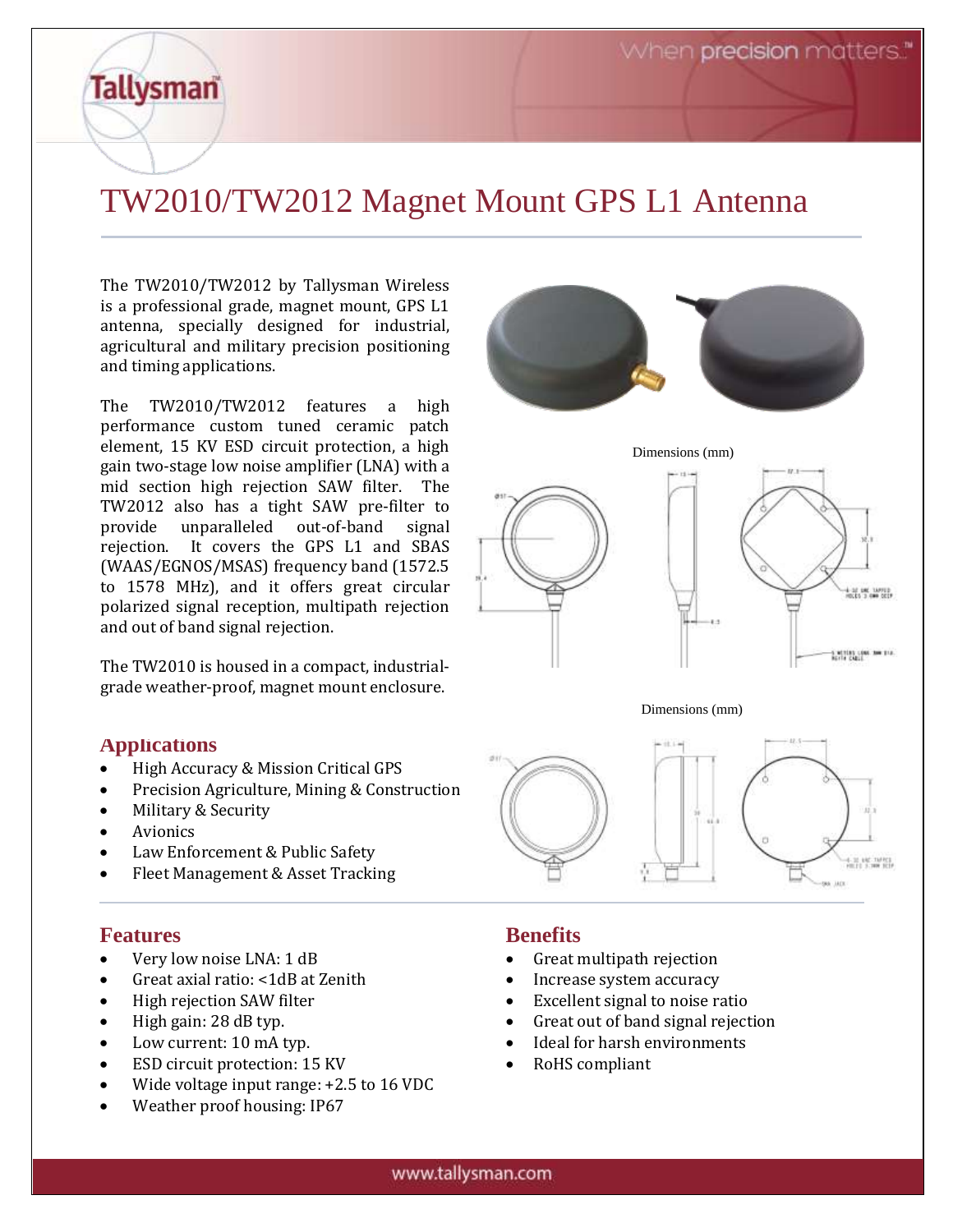# TW2010/TW2012 Magnet Mount GPS L1 Antenna

The TW2010/TW2012 by Tallysman Wireless is a professional grade, magnet mount, GPS L1 antenna, specially designed for industrial, agricultural and military precision positioning and timing applications.

The TW2010/TW2012 features a high performance custom tuned ceramic patch element, 15 KV ESD circuit protection, a high gain two-stage low noise amplifier (LNA) with a mid section high rejection SAW filter. The TW2012 also has a tight SAW pre-filter to provide unparalleled out-of-band signal rejection. It covers the GPS L1 and SBAS (WAAS/EGNOS/MSAS) frequency band (1572.5 to 1578 MHz), and it offers great circular polarized signal reception, multipath rejection and out of band signal rejection.

The TW2010 is housed in a compact, industrial-grade weather-proof, magnet mount enclosure.

Dimensions (mm)

Dimensions (mm)

## Applications

- High Accuracy & Mission Critical GPS
- Precision Agriculture, Mining & Construction
- Military & Security
- Avionics
- Law Enforcement & Public Safety
- Fleet Management & Asset Tracking

## Features

- Very low noise LNA: 1 dB
- Great axial ratio: <1dB at Zenith
- High rejection SAW filter
- High gain: 28 dB typ.
- Low current: 10 mA typ.
- ESD circuit protection: 15 KV
- Wide voltage input range: +2.5 to 16 VDC
- Weather proof housing: IP67

## Benefits

- Great multipath rejection
- Increase system accuracy
- Excellent signal to noise ratio
- Great out of band signal rejection
- Ideal for harsh environments
- RoHS compliant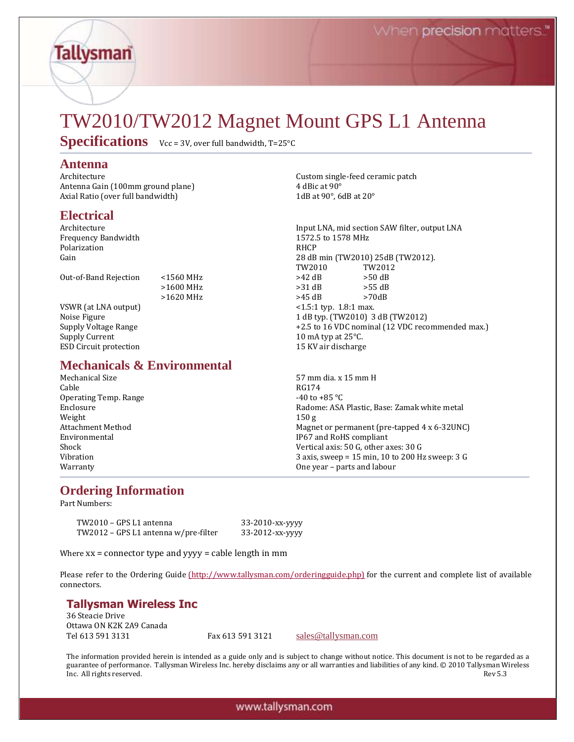# TW2010/TW2012 Magnet Mount GPS L1 Antenna

## Specifications

Vcc = 3V, over full bandwidth, T=25°C

### Antenna

| | | |
|---|---|---|
| Architecture | | Custom single-feed ceramic patch |
| Antenna Gain (100mm ground plane) | | 4 dBic at 90° |
| Axial Ratio (over full bandwidth) | | 1dB at 90°, 6dB at 20° |

### Electrical

| | | | |
|---|---|---|---|
| Architecture | | Input LNA, mid section SAW filter, output LNA | |
| Frequency Bandwidth | | 1572.5 to 1578 MHz | |
| Polarization | | RHCP | |
| Gain | | 28 dB min (TW2010) 25dB (TW2012). | |
| | | TW2010 | TW2012 |
| Out-of-Band Rejection | <1560 MHz | >42 dB | >50 dB |
| | >1600 MHz | >31 dB | >55 dB |
| | >1620 MHz | >45 dB | >70dB |
| VSWR (at LNA output) | | <1.5:1 typ. 1.8:1 max. | |
| Noise Figure | | 1 dB typ. (TW2010) 3 dB (TW2012) | |
| Supply Voltage Range | | +2.5 to 16 VDC nominal (12 VDC recommended max.) | |
| Supply Current | | 10 mA typ at 25°C. | |
| ESD Circuit protection | | 15 KV air discharge | |

### Mechanicals & Environmental

| | |
|---|---|
| Mechanical Size | 57 mm dia. x 15 mm H |
| Cable | RG174 |
| Operating Temp. Range | -40 to +85 °C |
| Enclosure | Radome: ASA Plastic, Base: Zamak white metal |
| Weight | 150 g |
| Attachment Method | Magnet or permanent (pre-tapped 4 x 6-32UNC) |
| Environmental | IP67 and RoHS compliant |
| Shock | Vertical axis: 50 G, other axes: 30 G |
| Vibration | 3 axis, sweep = 15 min, 10 to 200 Hz sweep: 3 G |
| Warranty | One year – parts and labour |

### Ordering Information

Part Numbers:

| | |
|---|---|
| TW2010 – GPS L1 antenna | 33-2010-xx-yyyy |
| TW2012 – GPS L1 antenna w/pre-filter | 33-2012-xx-yyyy |

Where xx = connector type and yyyy = cable length in mm

Please refer to the Ordering Guide (http://www.tallysman.com/orderingguide.php) for the current and complete list of available connectors.

### Tallysman Wireless Inc

36 Steacie Drive
Ottawa ON K2K 2A9 Canada
Tel 613 591 3131    Fax 613 591 3121    sales@tallysman.com

The information provided herein is intended as a guide only and is subject to change without notice. This document is not to be regarded as a guarantee of performance. Tallysman Wireless Inc. hereby disclaims any or all warranties and liabilities of any kind. © 2010 Tallysman Wireless Inc. All rights reserved. Rev 5.3